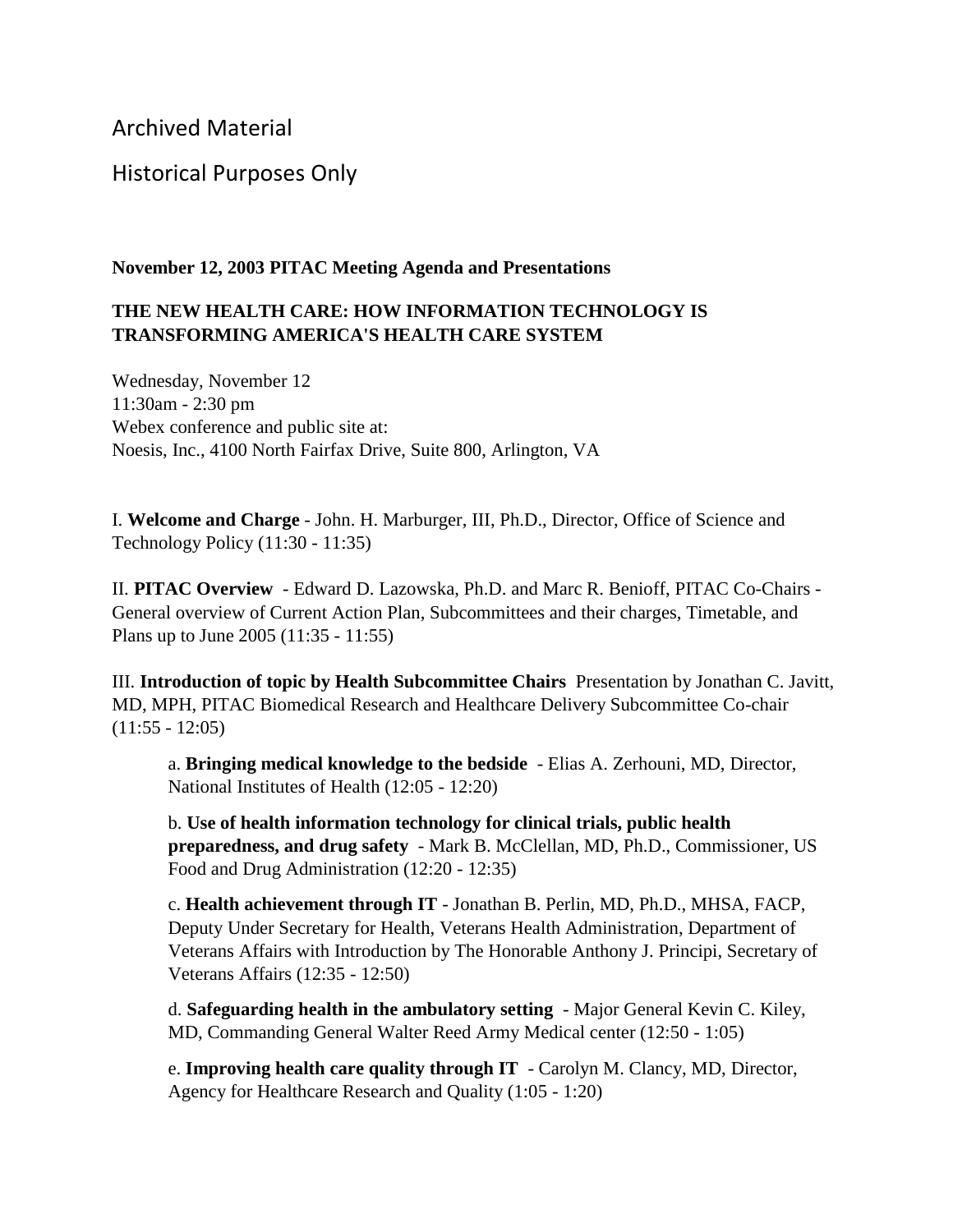Archived Material

Historical Purposes Only

**November 12, 2003 PITAC Meeting Agenda and Presentations**

**THE NEW HEALTH CARE: HOW INFORMATION TECHNOLOGY IS TRANSFORMING AMERICA'S HEALTH CARE SYSTEM**

Wednesday, November 12
11:30am - 2:30 pm
Webex conference and public site at:
Noesis, Inc., 4100 North Fairfax Drive, Suite 800, Arlington, VA

I. **Welcome and Charge** - John. H. Marburger, III, Ph.D., Director, Office of Science and Technology Policy (11:30 - 11:35)

II. **PITAC Overview** - Edward D. Lazowska, Ph.D. and Marc R. Benioff, PITAC Co-Chairs - General overview of Current Action Plan, Subcommittees and their charges, Timetable, and Plans up to June 2005 (11:35 - 11:55)

III. **Introduction of topic by Health Subcommittee Chairs** Presentation by Jonathan C. Javitt, MD, MPH, PITAC Biomedical Research and Healthcare Delivery Subcommittee Co-chair (11:55 - 12:05)

> a. **Bringing medical knowledge to the bedside** - Elias A. Zerhouni, MD, Director, National Institutes of Health (12:05 - 12:20)
>
> b. **Use of health information technology for clinical trials, public health preparedness, and drug safety** - Mark B. McClellan, MD, Ph.D., Commissioner, US Food and Drug Administration (12:20 - 12:35)
>
> c. **Health achievement through IT** - Jonathan B. Perlin, MD, Ph.D., MHSA, FACP, Deputy Under Secretary for Health, Veterans Health Administration, Department of Veterans Affairs with Introduction by The Honorable Anthony J. Principi, Secretary of Veterans Affairs (12:35 - 12:50)
>
> d. **Safeguarding health in the ambulatory setting** - Major General Kevin C. Kiley, MD, Commanding General Walter Reed Army Medical center (12:50 - 1:05)
>
> e. **Improving health care quality through IT** - Carolyn M. Clancy, MD, Director, Agency for Healthcare Research and Quality (1:05 - 1:20)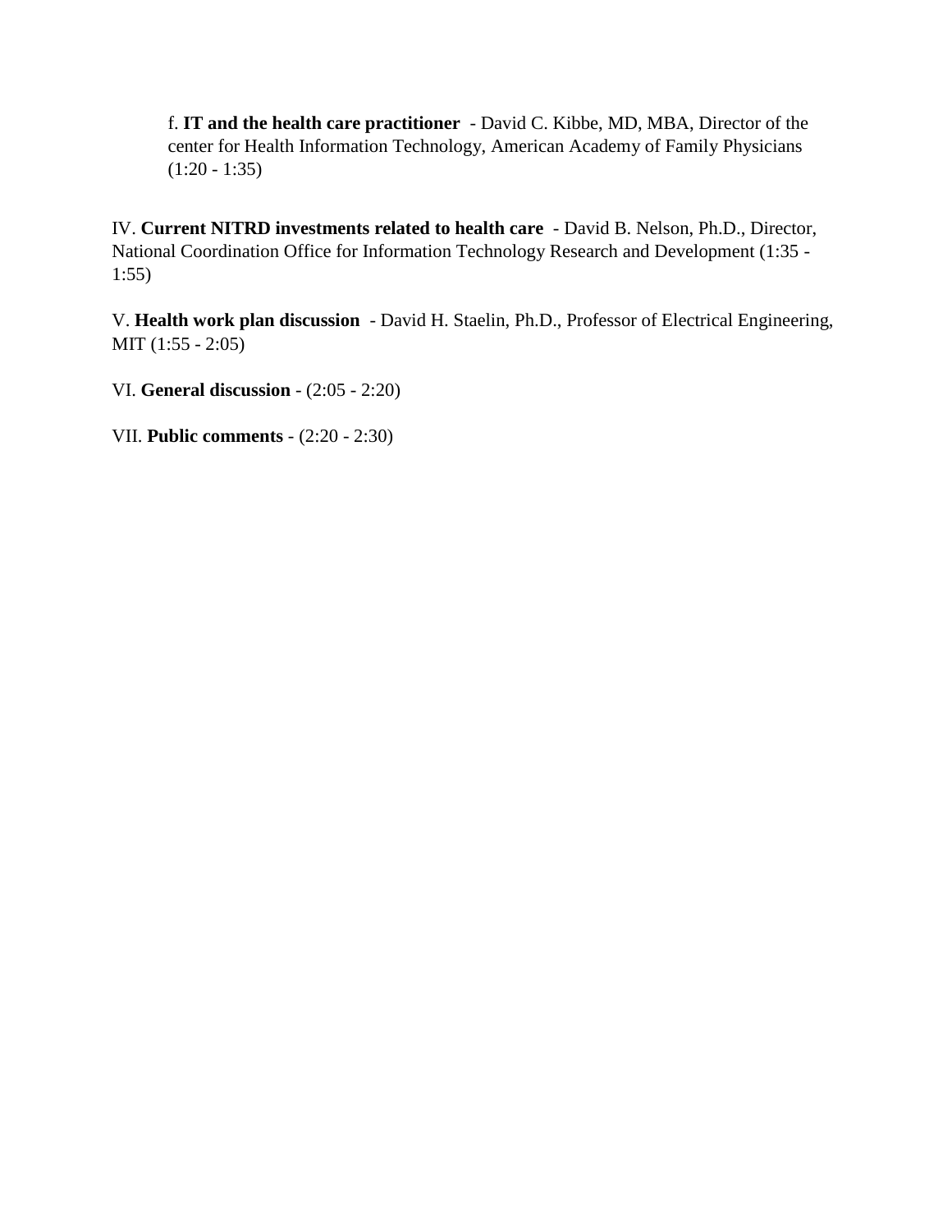f. **IT and the health care practitioner** - David C. Kibbe, MD, MBA, Director of the center for Health Information Technology, American Academy of Family Physicians (1:20 - 1:35)

IV. **Current NITRD investments related to health care** - David B. Nelson, Ph.D., Director, National Coordination Office for Information Technology Research and Development (1:35 - 1:55)

V. **Health work plan discussion** - David H. Staelin, Ph.D., Professor of Electrical Engineering, MIT (1:55 - 2:05)

VI. **General discussion** - (2:05 - 2:20)

VII. **Public comments** - (2:20 - 2:30)